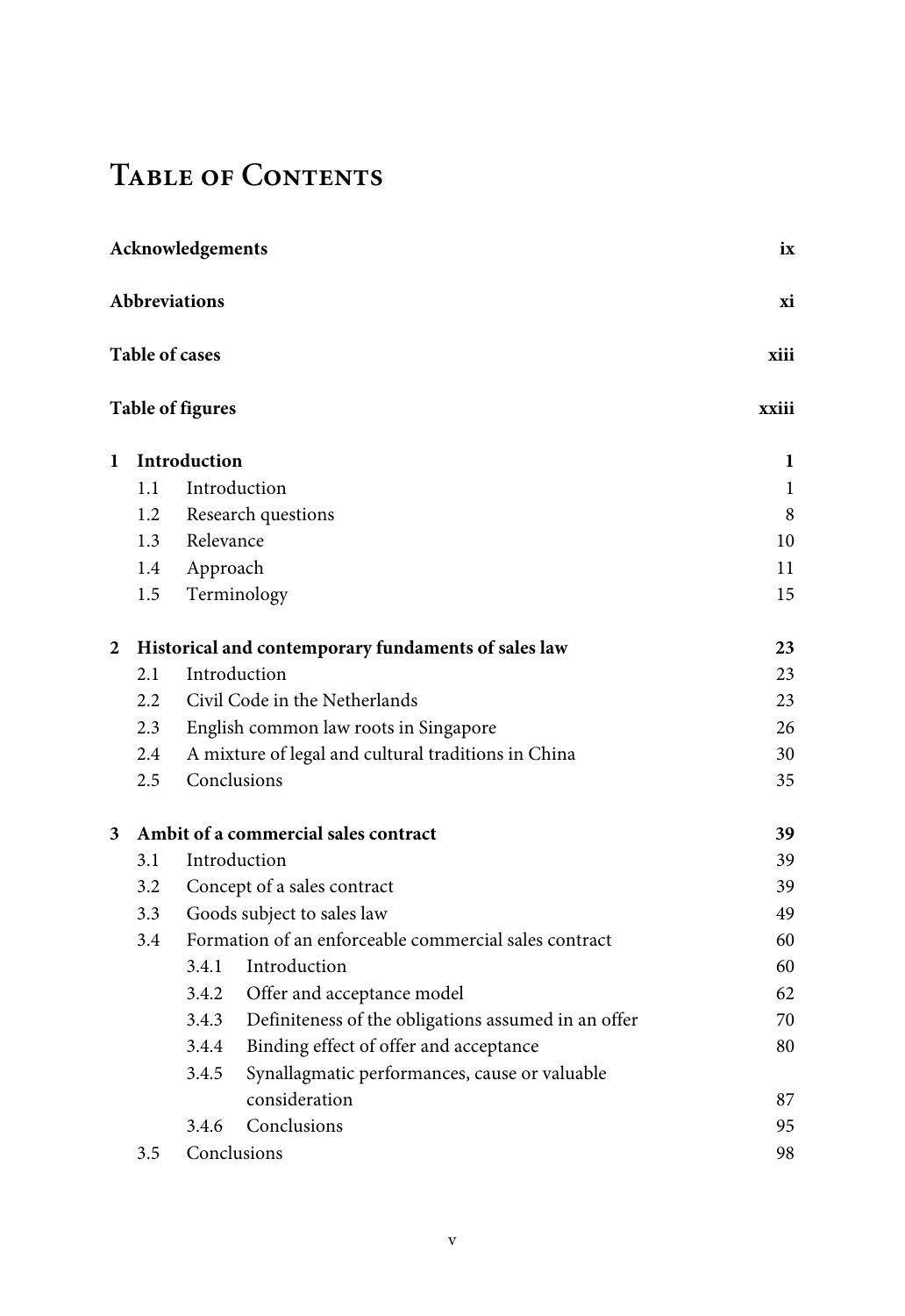# Table of Contents

| | | |
|---|---|---|
| **Acknowledgements** | | **ix** |
| **Abbreviations** | | **xi** |
| **Table of cases** | | **xiii** |
| **Table of figures** | | **xxiii** |
| **1** | **Introduction** | **1** |
| 1.1 | Introduction | 1 |
| 1.2 | Research questions | 8 |
| 1.3 | Relevance | 10 |
| 1.4 | Approach | 11 |
| 1.5 | Terminology | 15 |
| **2** | **Historical and contemporary fundaments of sales law** | **23** |
| 2.1 | Introduction | 23 |
| 2.2 | Civil Code in the Netherlands | 23 |
| 2.3 | English common law roots in Singapore | 26 |
| 2.4 | A mixture of legal and cultural traditions in China | 30 |
| 2.5 | Conclusions | 35 |
| **3** | **Ambit of a commercial sales contract** | **39** |
| 3.1 | Introduction | 39 |
| 3.2 | Concept of a sales contract | 39 |
| 3.3 | Goods subject to sales law | 49 |
| 3.4 | Formation of an enforceable commercial sales contract | 60 |
| 3.4.1 | Introduction | 60 |
| 3.4.2 | Offer and acceptance model | 62 |
| 3.4.3 | Definiteness of the obligations assumed in an offer | 70 |
| 3.4.4 | Binding effect of offer and acceptance | 80 |
| 3.4.5 | Synallagmatic performances, cause or valuable consideration | 87 |
| 3.4.6 | Conclusions | 95 |
| 3.5 | Conclusions | 98 |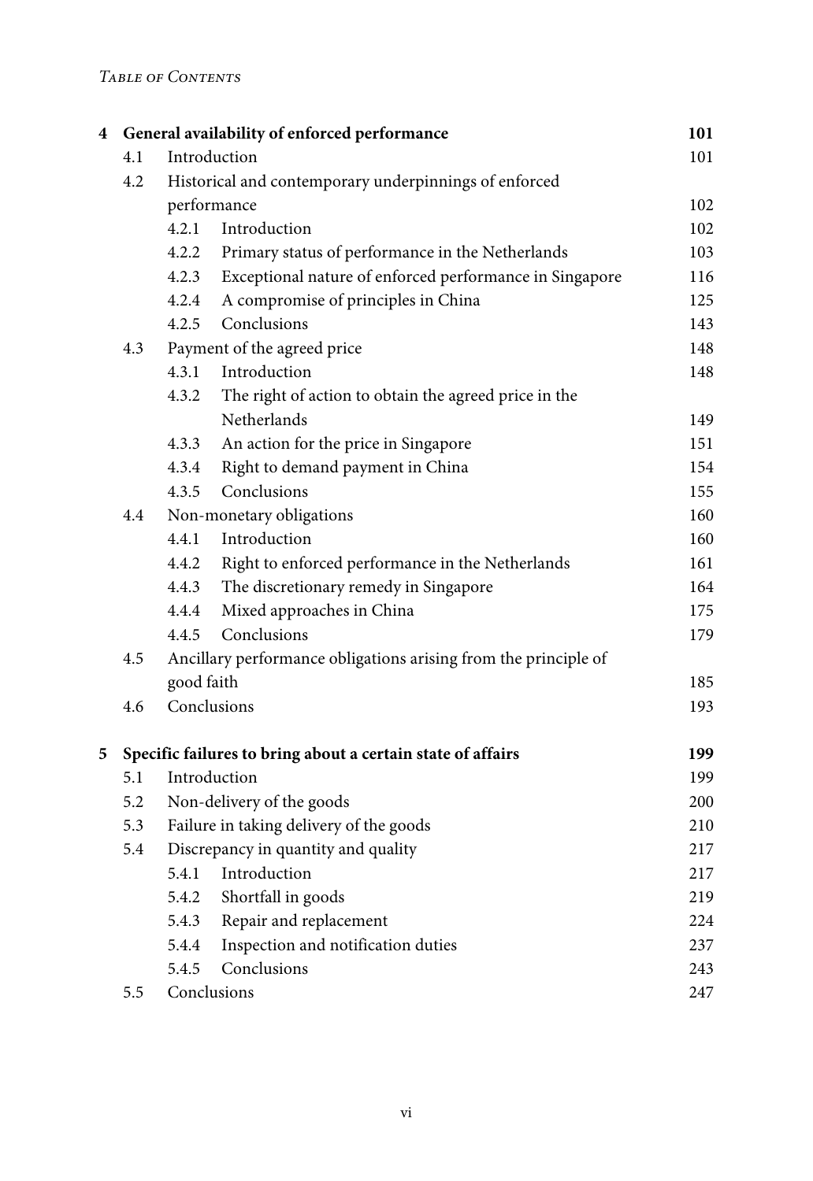| | | | |
|---|---|---|---|
| **4** | **General availability of enforced performance** | | **101** |
| | 4.1 | Introduction | 101 |
| | 4.2 | Historical and contemporary underpinnings of enforced performance | 102 |
| | | 4.2.1 Introduction | 102 |
| | | 4.2.2 Primary status of performance in the Netherlands | 103 |
| | | 4.2.3 Exceptional nature of enforced performance in Singapore | 116 |
| | | 4.2.4 A compromise of principles in China | 125 |
| | | 4.2.5 Conclusions | 143 |
| | 4.3 | Payment of the agreed price | 148 |
| | | 4.3.1 Introduction | 148 |
| | | 4.3.2 The right of action to obtain the agreed price in the Netherlands | 149 |
| | | 4.3.3 An action for the price in Singapore | 151 |
| | | 4.3.4 Right to demand payment in China | 154 |
| | | 4.3.5 Conclusions | 155 |
| | 4.4 | Non-monetary obligations | 160 |
| | | 4.4.1 Introduction | 160 |
| | | 4.4.2 Right to enforced performance in the Netherlands | 161 |
| | | 4.4.3 The discretionary remedy in Singapore | 164 |
| | | 4.4.4 Mixed approaches in China | 175 |
| | | 4.4.5 Conclusions | 179 |
| | 4.5 | Ancillary performance obligations arising from the principle of good faith | 185 |
| | 4.6 | Conclusions | 193 |
| **5** | **Specific failures to bring about a certain state of affairs** | | **199** |
| | 5.1 | Introduction | 199 |
| | 5.2 | Non-delivery of the goods | 200 |
| | 5.3 | Failure in taking delivery of the goods | 210 |
| | 5.4 | Discrepancy in quantity and quality | 217 |
| | | 5.4.1 Introduction | 217 |
| | | 5.4.2 Shortfall in goods | 219 |
| | | 5.4.3 Repair and replacement | 224 |
| | | 5.4.4 Inspection and notification duties | 237 |
| | | 5.4.5 Conclusions | 243 |
| | 5.5 | Conclusions | 247 |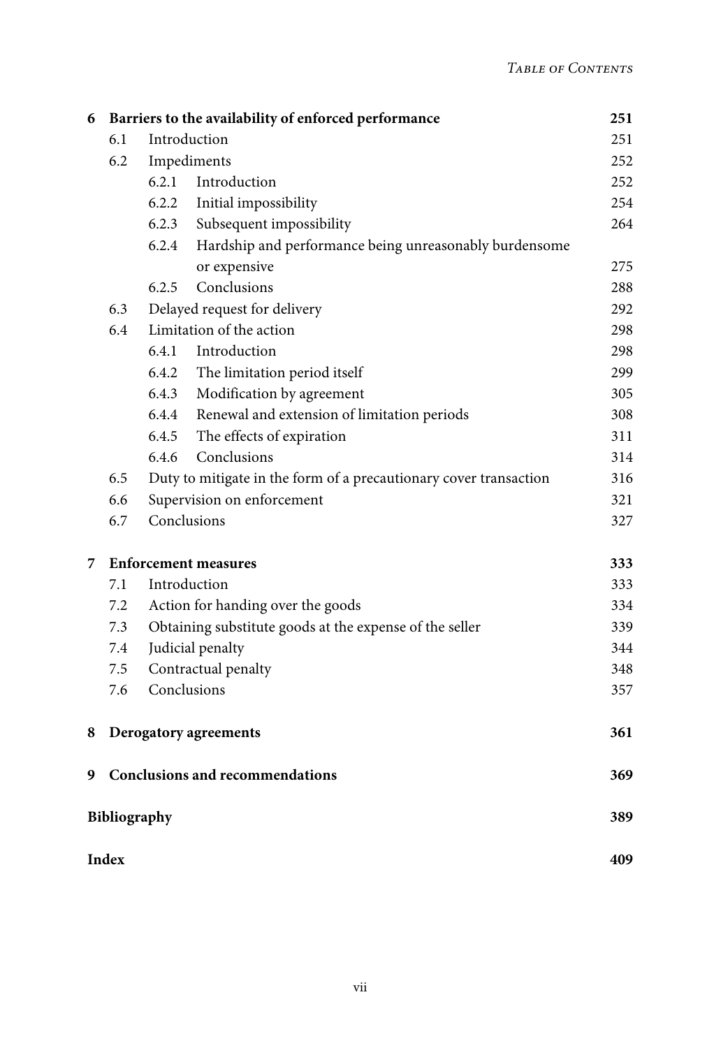| | | | |
|---|---|---|---|
| **6** | **Barriers to the availability of enforced performance** | | **251** |
| | 6.1 | Introduction | 251 |
| | 6.2 | Impediments | 252 |
| | | 6.2.1 Introduction | 252 |
| | | 6.2.2 Initial impossibility | 254 |
| | | 6.2.3 Subsequent impossibility | 264 |
| | | 6.2.4 Hardship and performance being unreasonably burdensome or expensive | 275 |
| | | 6.2.5 Conclusions | 288 |
| | 6.3 | Delayed request for delivery | 292 |
| | 6.4 | Limitation of the action | 298 |
| | | 6.4.1 Introduction | 298 |
| | | 6.4.2 The limitation period itself | 299 |
| | | 6.4.3 Modification by agreement | 305 |
| | | 6.4.4 Renewal and extension of limitation periods | 308 |
| | | 6.4.5 The effects of expiration | 311 |
| | | 6.4.6 Conclusions | 314 |
| | 6.5 | Duty to mitigate in the form of a precautionary cover transaction | 316 |
| | 6.6 | Supervision on enforcement | 321 |
| | 6.7 | Conclusions | 327 |
| **7** | **Enforcement measures** | | **333** |
| | 7.1 | Introduction | 333 |
| | 7.2 | Action for handing over the goods | 334 |
| | 7.3 | Obtaining substitute goods at the expense of the seller | 339 |
| | 7.4 | Judicial penalty | 344 |
| | 7.5 | Contractual penalty | 348 |
| | 7.6 | Conclusions | 357 |
| **8** | **Derogatory agreements** | | **361** |
| **9** | **Conclusions and recommendations** | | **369** |
| **Bibliography** | | | **389** |
| **Index** | | | **409** |